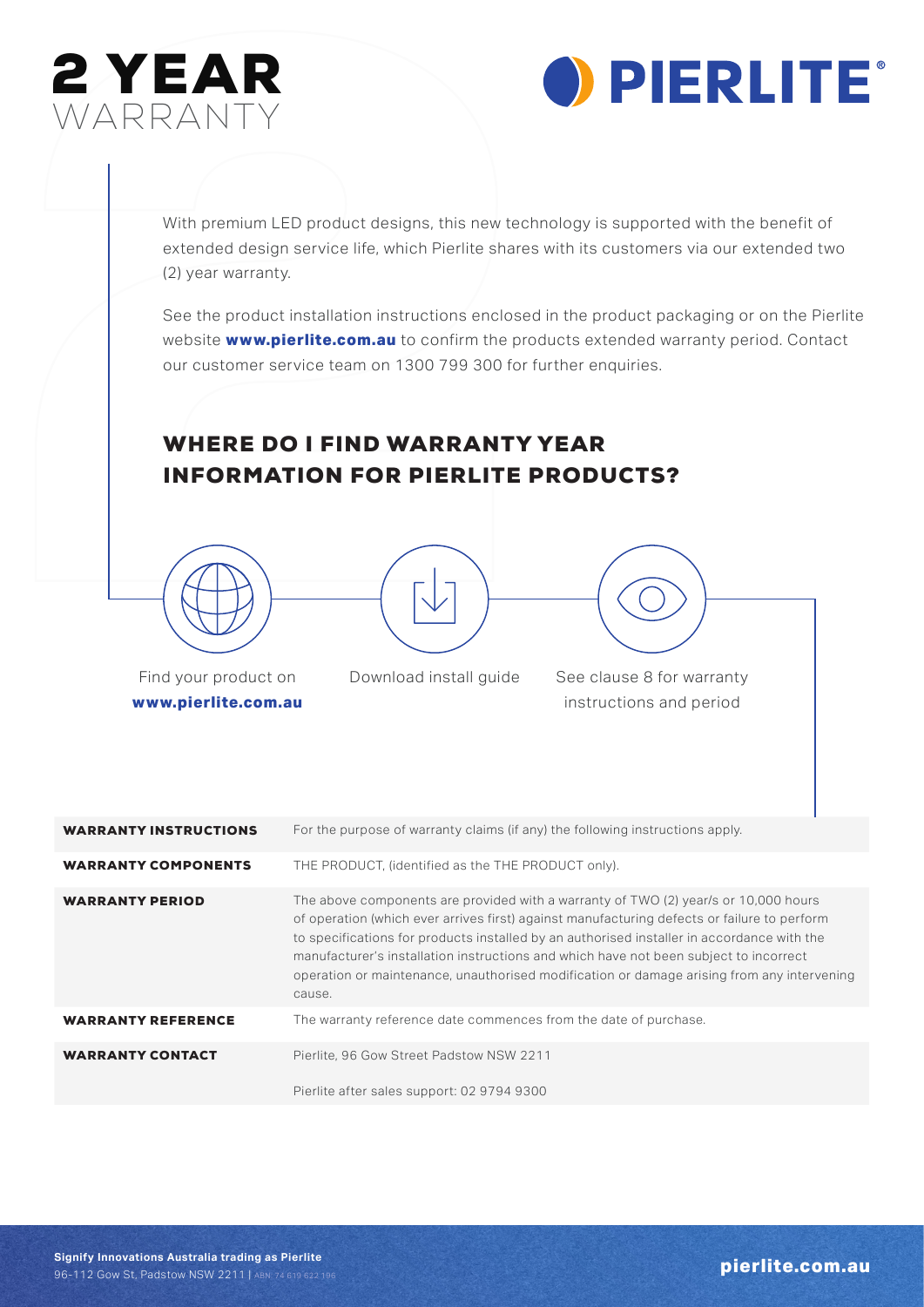# 2 YEAR WARRANTY

**PIERLITE®**

With premium LED product designs, this new technology is supported with the benefit of extended design service life, which Pierlite shares with its customers via our extended two (2) year warranty.

See the product installation instructions enclosed in the product packaging or on the Pierlite website **www.pierlite.com.au** to confirm the products extended warranty period. Contact our customer service team on 1300 799 300 for further enquiries.

## WHERE DO I FIND WARRANTY YEAR INFORMATION FOR PIERLITE PRODUCTS?

Find your product on **www.pierlite.com.au**

Download install guide

See clause 8 for warranty instructions and period

| | |
|---|---|
| **WARRANTY INSTRUCTIONS** | For the purpose of warranty claims (if any) the following instructions apply. |
| **WARRANTY COMPONENTS** | THE PRODUCT, (identified as the THE PRODUCT only). |
| **WARRANTY PERIOD** | The above components are provided with a warranty of TWO (2) year/s or 10,000 hours of operation (which ever arrives first) against manufacturing defects or failure to perform to specifications for products installed by an authorised installer in accordance with the manufacturer's installation instructions and which have not been subject to incorrect operation or maintenance, unauthorised modification or damage arising from any intervening cause. |
| **WARRANTY REFERENCE** | The warranty reference date commences from the date of purchase. |
| **WARRANTY CONTACT** | Pierlite, 96 Gow Street Padstow NSW 2211<br><br>Pierlite after sales support: 02 9794 9300 |

**Signify Innovations Australia trading as Pierlite**
96-112 Gow St, Padstow NSW 2211 | ABN: 74 619 622 196

**pierlite.com.au**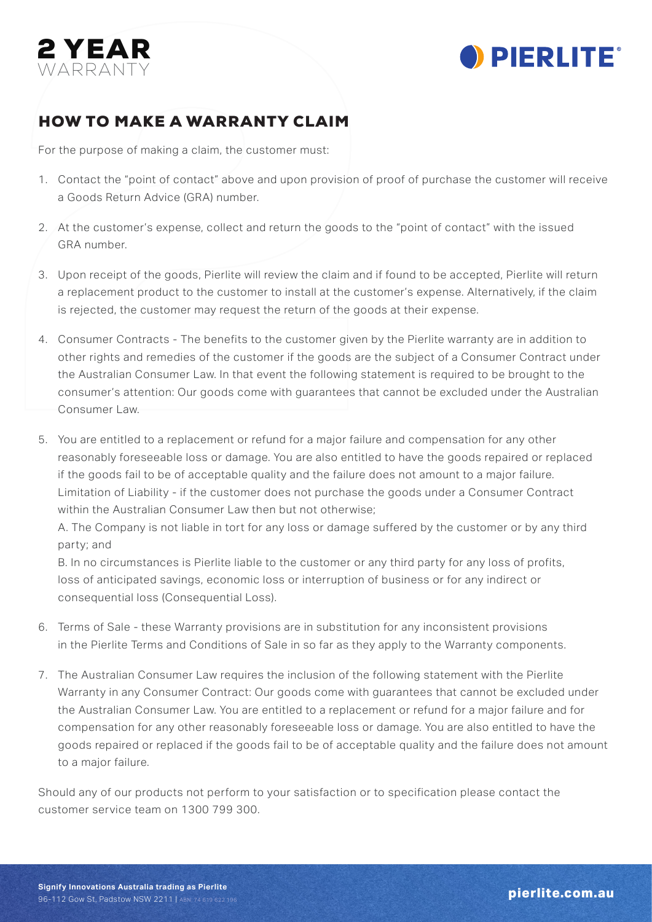# HOW TO MAKE A WARRANTY CLAIM

For the purpose of making a claim, the customer must:

1. Contact the "point of contact" above and upon provision of proof of purchase the customer will receive a Goods Return Advice (GRA) number.
2. At the customer's expense, collect and return the goods to the "point of contact" with the issued GRA number.
3. Upon receipt of the goods, Pierlite will review the claim and if found to be accepted, Pierlite will return a replacement product to the customer to install at the customer's expense. Alternatively, if the claim is rejected, the customer may request the return of the goods at their expense.
4. Consumer Contracts - The benefits to the customer given by the Pierlite warranty are in addition to other rights and remedies of the customer if the goods are the subject of a Consumer Contract under the Australian Consumer Law. In that event the following statement is required to be brought to the consumer's attention: Our goods come with guarantees that cannot be excluded under the Australian Consumer Law.
5. You are entitled to a replacement or refund for a major failure and compensation for any other reasonably foreseeable loss or damage. You are also entitled to have the goods repaired or replaced if the goods fail to be of acceptable quality and the failure does not amount to a major failure. Limitation of Liability - if the customer does not purchase the goods under a Consumer Contract within the Australian Consumer Law then but not otherwise;

   A. The Company is not liable in tort for any loss or damage suffered by the customer or by any third party; and

   B. In no circumstances is Pierlite liable to the customer or any third party for any loss of profits, loss of anticipated savings, economic loss or interruption of business or for any indirect or consequential loss (Consequential Loss).
6. Terms of Sale - these Warranty provisions are in substitution for any inconsistent provisions in the Pierlite Terms and Conditions of Sale in so far as they apply to the Warranty components.
7. The Australian Consumer Law requires the inclusion of the following statement with the Pierlite Warranty in any Consumer Contract: Our goods come with guarantees that cannot be excluded under the Australian Consumer Law. You are entitled to a replacement or refund for a major failure and for compensation for any other reasonably foreseeable loss or damage. You are also entitled to have the goods repaired or replaced if the goods fail to be of acceptable quality and the failure does not amount to a major failure.

Should any of our products not perform to your satisfaction or to specification please contact the customer service team on 1300 799 300.